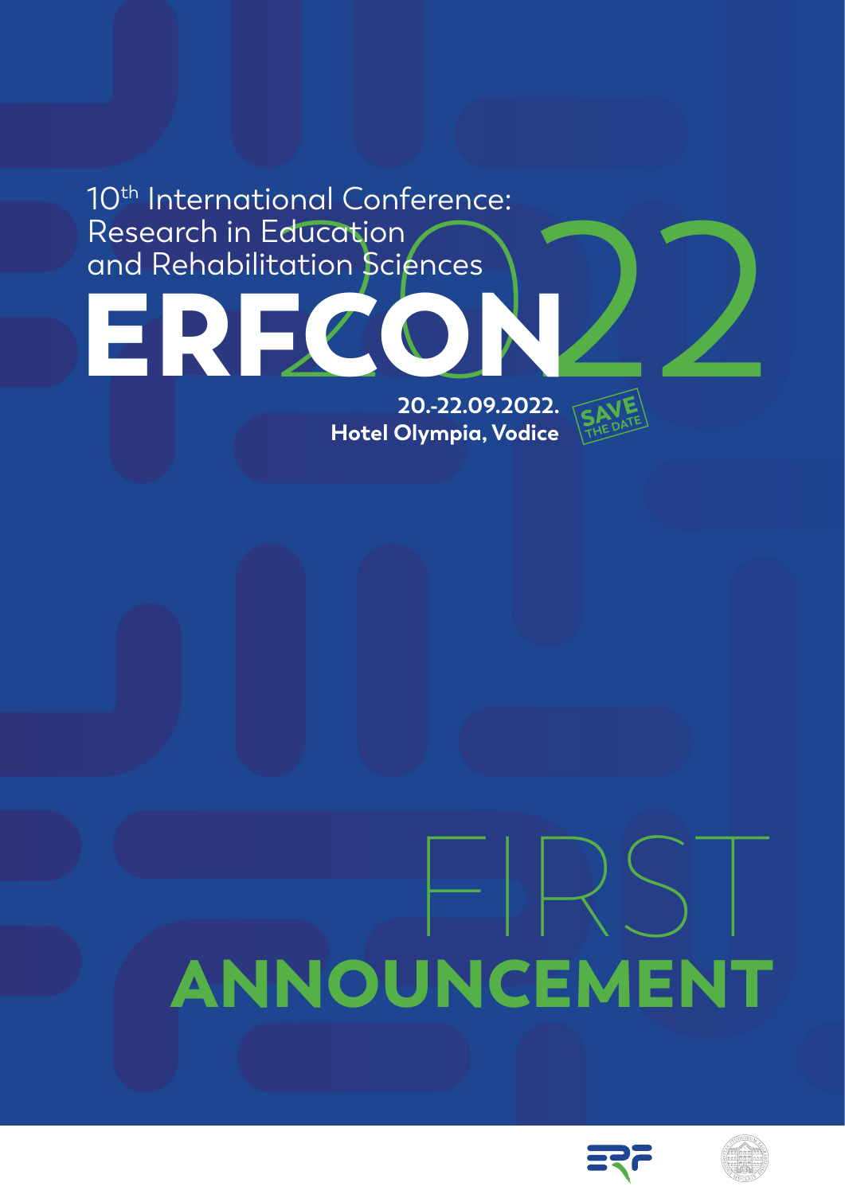10th International Conference: Research in Education and Rehabilitation Sciences

# ERFCON2022

**20.-22.09.2022.**
**Hotel Olympia, Vodice**

SAVE THE DATE

# FIRST ANNOUNCEMENT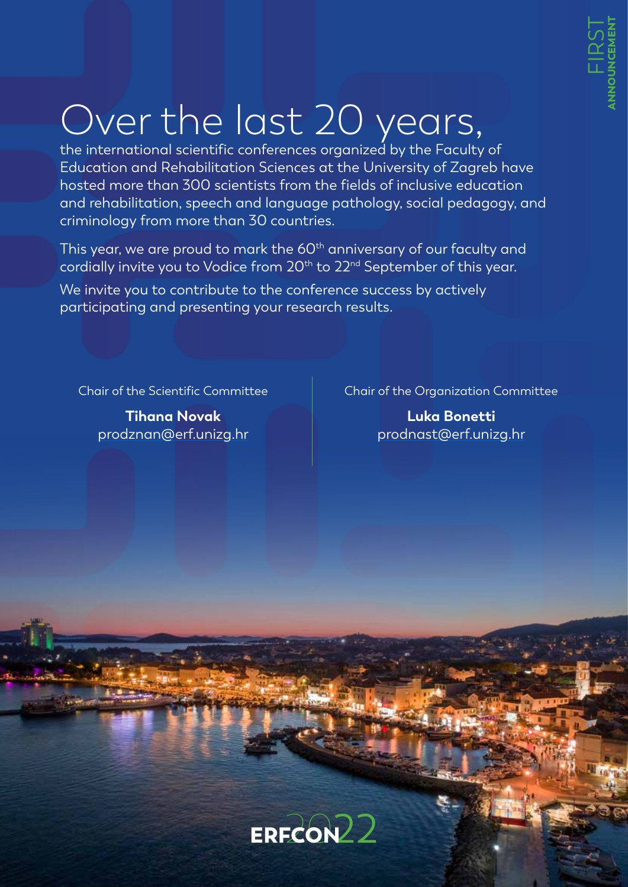FIRST ANNOUNCEMENT

# Over the last 20 years,

the international scientific conferences organized by the Faculty of Education and Rehabilitation Sciences at the University of Zagreb have hosted more than 300 scientists from the fields of inclusive education and rehabilitation, speech and language pathology, social pedagogy, and criminology from more than 30 countries.

This year, we are proud to mark the 60th anniversary of our faculty and cordially invite you to Vodice from 20th to 22nd September of this year.

We invite you to contribute to the conference success by actively participating and presenting your research results.

Chair of the Scientific Committee

**Tihana Novak**
prodznan@erf.unizg.hr

Chair of the Organization Committee

**Luka Bonetti**
prodnast@erf.unizg.hr

ERFCON2022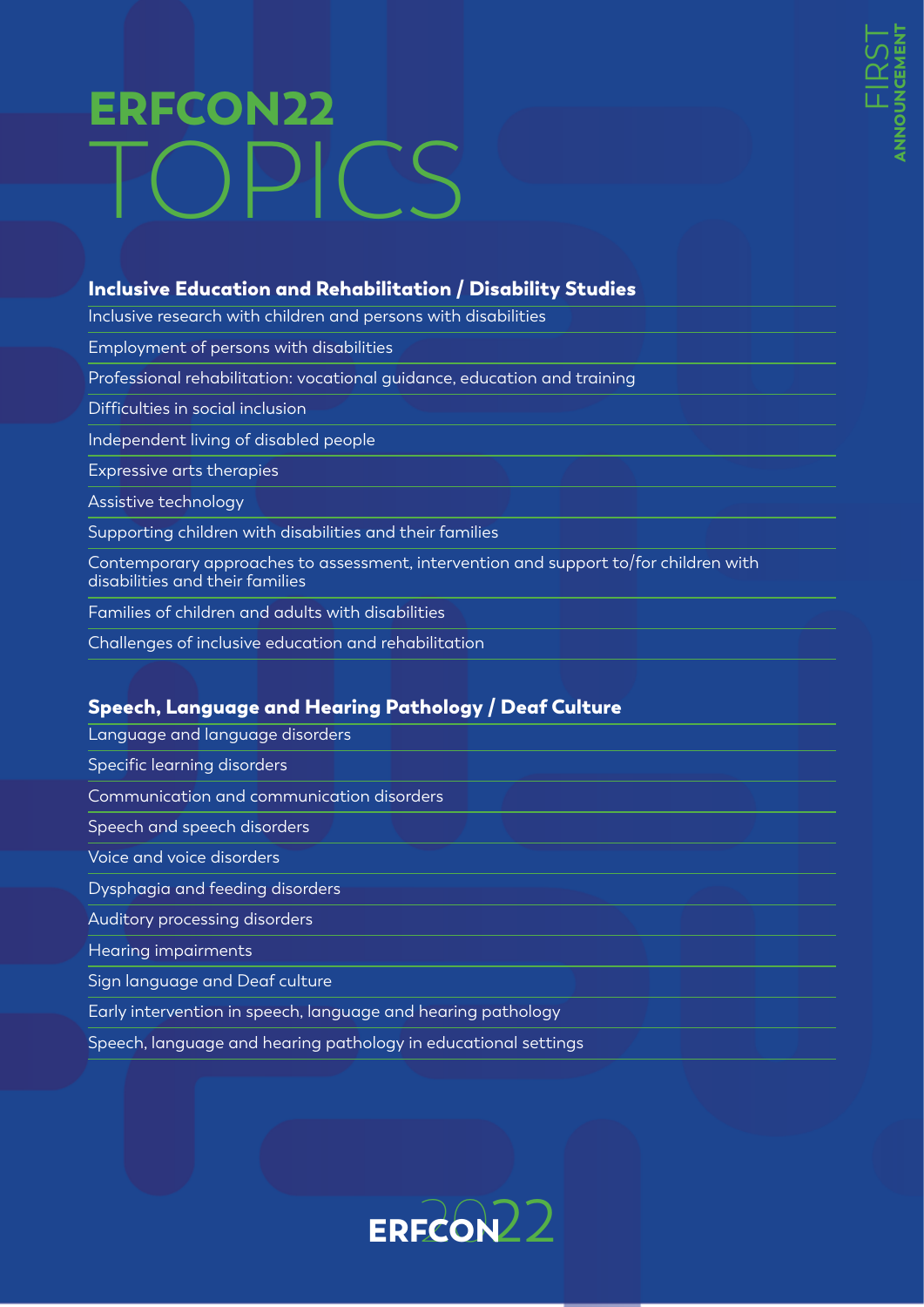# ERFCON22 TOPICS

## Inclusive Education and Rehabilitation / Disability Studies

- Inclusive research with children and persons with disabilities
- Employment of persons with disabilities
- Professional rehabilitation: vocational guidance, education and training
- Difficulties in social inclusion
- Independent living of disabled people
- Expressive arts therapies
- Assistive technology
- Supporting children with disabilities and their families
- Contemporary approaches to assessment, intervention and support to/for children with disabilities and their families
- Families of children and adults with disabilities
- Challenges of inclusive education and rehabilitation

## Speech, Language and Hearing Pathology / Deaf Culture

- Language and language disorders
- Specific learning disorders
- Communication and communication disorders
- Speech and speech disorders
- Voice and voice disorders
- Dysphagia and feeding disorders
- Auditory processing disorders
- Hearing impairments
- Sign language and Deaf culture
- Early intervention in speech, language and hearing pathology
- Speech, language and hearing pathology in educational settings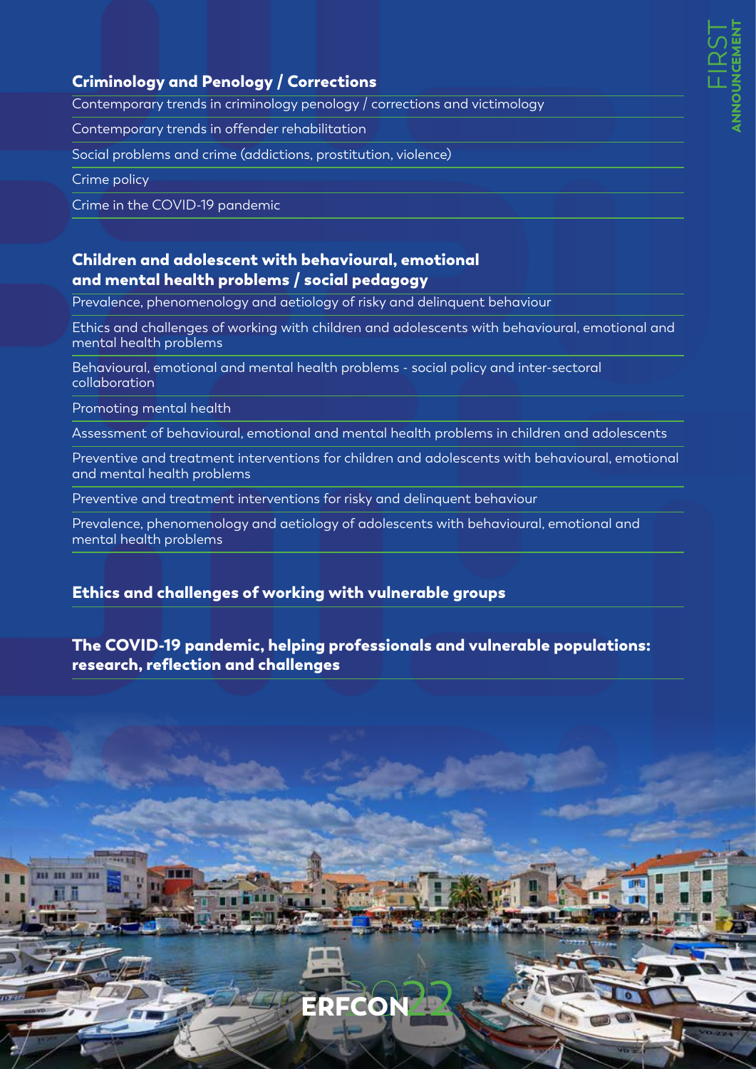## Criminology and Penology / Corrections

Contemporary trends in criminology penology / corrections and victimology

Contemporary trends in offender rehabilitation

Social problems and crime (addictions, prostitution, violence)

Crime policy

Crime in the COVID-19 pandemic

## Children and adolescent with behavioural, emotional and mental health problems / social pedagogy

Prevalence, phenomenology and aetiology of risky and delinquent behaviour

Ethics and challenges of working with children and adolescents with behavioural, emotional and mental health problems

Behavioural, emotional and mental health problems - social policy and inter-sectoral collaboration

Promoting mental health

Assessment of behavioural, emotional and mental health problems in children and adolescents

Preventive and treatment interventions for children and adolescents with behavioural, emotional and mental health problems

Preventive and treatment interventions for risky and delinquent behaviour

Prevalence, phenomenology and aetiology of adolescents with behavioural, emotional and mental health problems

## Ethics and challenges of working with vulnerable groups

## The COVID-19 pandemic, helping professionals and vulnerable populations: research, reflection and challenges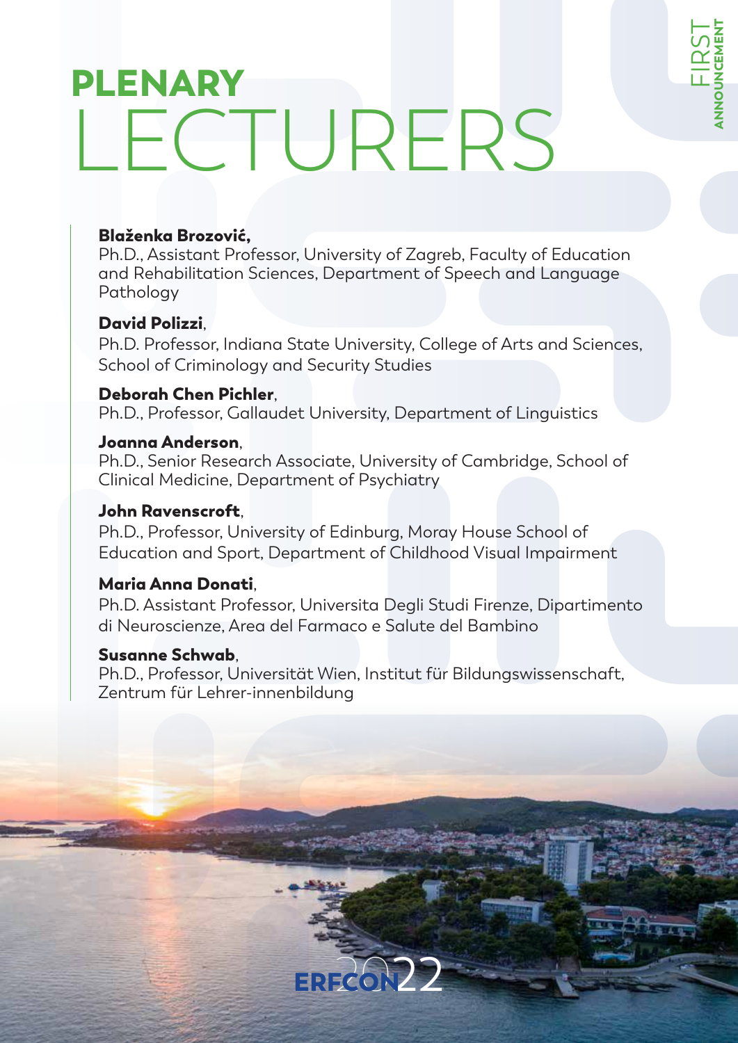# PLENARY LECTURERS

**Blaženka Brozović,**
Ph.D., Assistant Professor, University of Zagreb, Faculty of Education and Rehabilitation Sciences, Department of Speech and Language Pathology

**David Polizzi**,
Ph.D. Professor, Indiana State University, College of Arts and Sciences, School of Criminology and Security Studies

**Deborah Chen Pichler**,
Ph.D., Professor, Gallaudet University, Department of Linguistics

**Joanna Anderson**,
Ph.D., Senior Research Associate, University of Cambridge, School of Clinical Medicine, Department of Psychiatry

**John Ravenscroft**,
Ph.D., Professor, University of Edinburg, Moray House School of Education and Sport, Department of Childhood Visual Impairment

**Maria Anna Donati**,
Ph.D. Assistant Professor, Universita Degli Studi Firenze, Dipartimento di Neuroscienze, Area del Farmaco e Salute del Bambino

**Susanne Schwab**,
Ph.D., Professor, Universität Wien, Institut für Bildungswissenschaft, Zentrum für Lehrer-innenbildung

ERFCON2022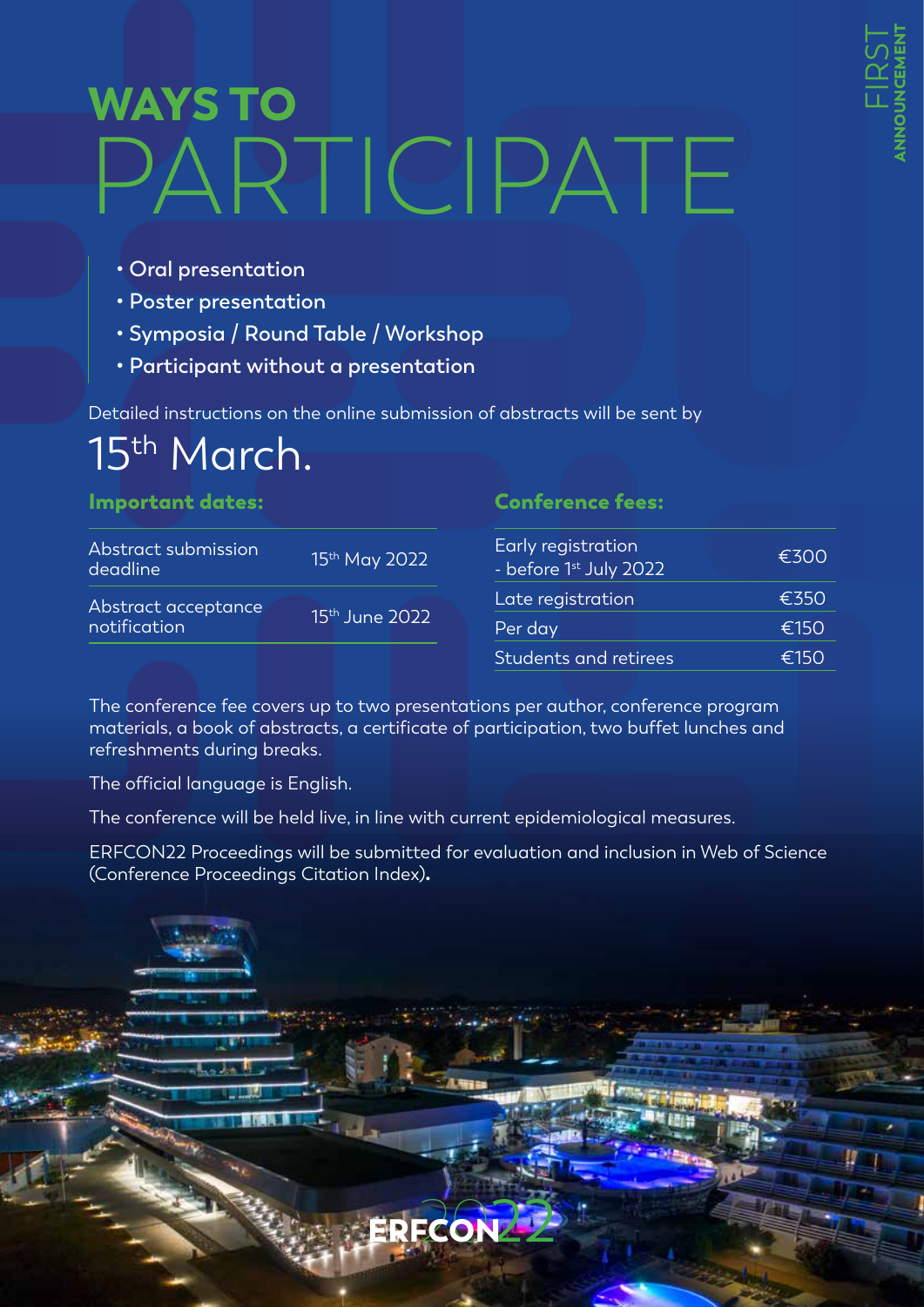# WAYS TO PARTICIPATE

- **Oral presentation**
- **Poster presentation**
- **Symposia / Round Table / Workshop**
- **Participant without a presentation**

Detailed instructions on the online submission of abstracts will be sent by

## 15th March.

### Important dates:

| | |
|---|---|
| Abstract submission deadline | 15th May 2022 |
| Abstract acceptance notification | 15th June 2022 |

### Conference fees:

| | |
|---|---|
| Early registration - before 1st July 2022 | €300 |
| Late registration | €350 |
| Per day | €150 |
| Students and retirees | €150 |

The conference fee covers up to two presentations per author, conference program materials, a book of abstracts, a certificate of participation, two buffet lunches and refreshments during breaks.

The official language is English.

The conference will be held live, in line with current epidemiological measures.

ERFCON22 Proceedings will be submitted for evaluation and inclusion in Web of Science (Conference Proceedings Citation Index)**.**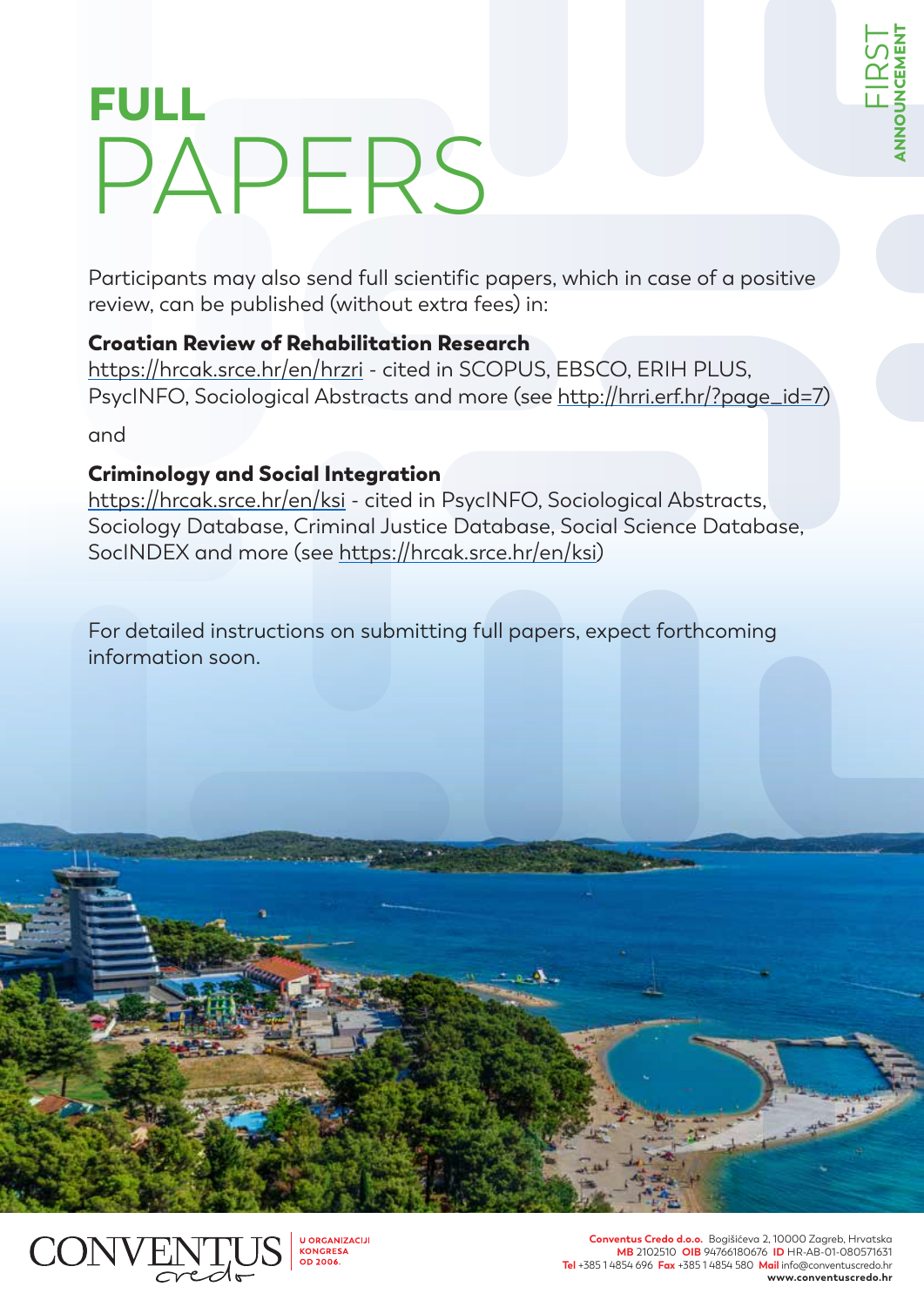# FULL PAPERS

Participants may also send full scientific papers, which in case of a positive review, can be published (without extra fees) in:

**Croatian Review of Rehabilitation Research**
https://hrcak.srce.hr/en/hrzri - cited in SCOPUS, EBSCO, ERIH PLUS, PsycINFO, Sociological Abstracts and more (see http://hrri.erf.hr/?page_id=7)

and

**Criminology and Social Integration**
https://hrcak.srce.hr/en/ksi - cited in PsycINFO, Sociological Abstracts, Sociology Database, Criminal Justice Database, Social Science Database, SocINDEX and more (see https://hrcak.srce.hr/en/ksi)

For detailed instructions on submitting full papers, expect forthcoming information soon.